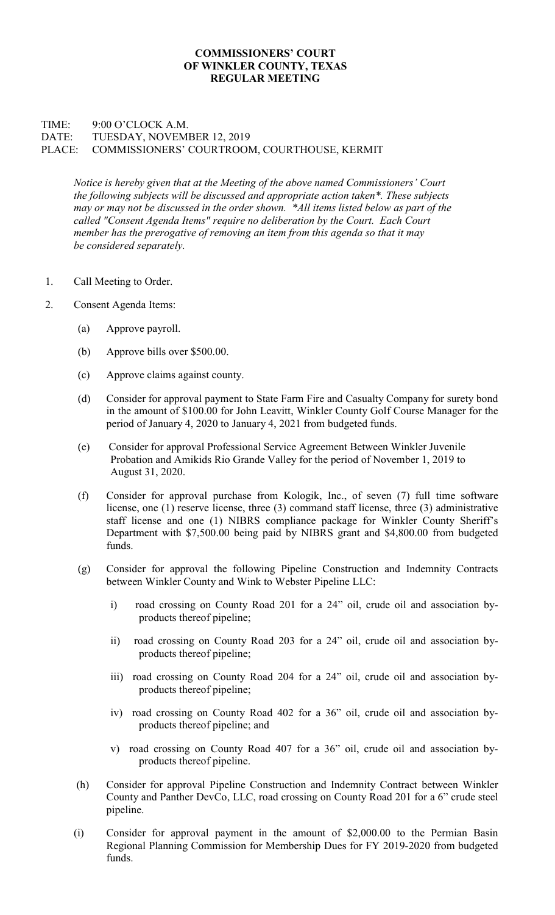**COMMISSIONERS' COURT**
**OF WINKLER COUNTY, TEXAS**
**REGULAR MEETING**

TIME: 9:00 O'CLOCK A.M.
DATE: TUESDAY, NOVEMBER 12, 2019
PLACE: COMMISSIONERS' COURTROOM, COURTHOUSE, KERMIT

*Notice is hereby given that at the Meeting of the above named Commissioners' Court the following subjects will be discussed and appropriate action taken\*. These subjects may or may not be discussed in the order shown. \*All items listed below as part of the called "Consent Agenda Items" require no deliberation by the Court. Each Court member has the prerogative of removing an item from this agenda so that it may be considered separately.*

1. Call Meeting to Order.

2. Consent Agenda Items:

   (a) Approve payroll.

   (b) Approve bills over $500.00.

   (c) Approve claims against county.

   (d) Consider for approval payment to State Farm Fire and Casualty Company for surety bond in the amount of $100.00 for John Leavitt, Winkler County Golf Course Manager for the period of January 4, 2020 to January 4, 2021 from budgeted funds.

   (e) Consider for approval Professional Service Agreement Between Winkler Juvenile Probation and Amikids Rio Grande Valley for the period of November 1, 2019 to August 31, 2020.

   (f) Consider for approval purchase from Kologik, Inc., of seven (7) full time software license, one (1) reserve license, three (3) command staff license, three (3) administrative staff license and one (1) NIBRS compliance package for Winkler County Sheriff's Department with $7,500.00 being paid by NIBRS grant and $4,800.00 from budgeted funds.

   (g) Consider for approval the following Pipeline Construction and Indemnity Contracts between Winkler County and Wink to Webster Pipeline LLC:

      i) road crossing on County Road 201 for a 24" oil, crude oil and association by-products thereof pipeline;

      ii) road crossing on County Road 203 for a 24" oil, crude oil and association by-products thereof pipeline;

      iii) road crossing on County Road 204 for a 24" oil, crude oil and association by-products thereof pipeline;

      iv) road crossing on County Road 402 for a 36" oil, crude oil and association by-products thereof pipeline; and

      v) road crossing on County Road 407 for a 36" oil, crude oil and association by-products thereof pipeline.

   (h) Consider for approval Pipeline Construction and Indemnity Contract between Winkler County and Panther DevCo, LLC, road crossing on County Road 201 for a 6" crude steel pipeline.

   (i) Consider for approval payment in the amount of $2,000.00 to the Permian Basin Regional Planning Commission for Membership Dues for FY 2019-2020 from budgeted funds.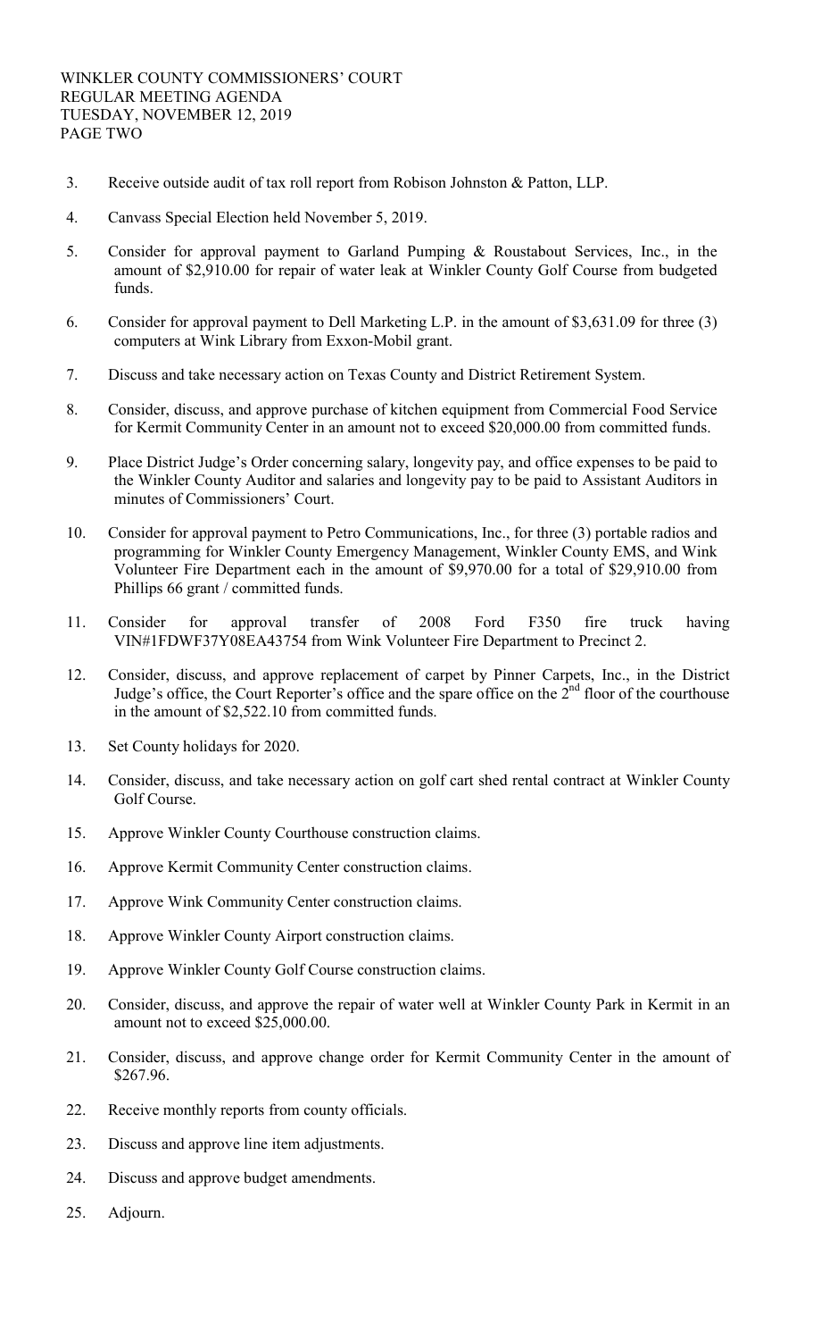WINKLER COUNTY COMMISSIONERS' COURT
REGULAR MEETING AGENDA
TUESDAY, NOVEMBER 12, 2019
PAGE TWO

3. Receive outside audit of tax roll report from Robison Johnston & Patton, LLP.

4. Canvass Special Election held November 5, 2019.

5. Consider for approval payment to Garland Pumping & Roustabout Services, Inc., in the amount of $2,910.00 for repair of water leak at Winkler County Golf Course from budgeted funds.

6. Consider for approval payment to Dell Marketing L.P. in the amount of $3,631.09 for three (3) computers at Wink Library from Exxon-Mobil grant.

7. Discuss and take necessary action on Texas County and District Retirement System.

8. Consider, discuss, and approve purchase of kitchen equipment from Commercial Food Service for Kermit Community Center in an amount not to exceed $20,000.00 from committed funds.

9. Place District Judge's Order concerning salary, longevity pay, and office expenses to be paid to the Winkler County Auditor and salaries and longevity pay to be paid to Assistant Auditors in minutes of Commissioners' Court.

10. Consider for approval payment to Petro Communications, Inc., for three (3) portable radios and programming for Winkler County Emergency Management, Winkler County EMS, and Wink Volunteer Fire Department each in the amount of $9,970.00 for a total of $29,910.00 from Phillips 66 grant / committed funds.

11. Consider for approval transfer of 2008 Ford F350 fire truck having VIN#1FDWF37Y08EA43754 from Wink Volunteer Fire Department to Precinct 2.

12. Consider, discuss, and approve replacement of carpet by Pinner Carpets, Inc., in the District Judge's office, the Court Reporter's office and the spare office on the 2nd floor of the courthouse in the amount of $2,522.10 from committed funds.

13. Set County holidays for 2020.

14. Consider, discuss, and take necessary action on golf cart shed rental contract at Winkler County Golf Course.

15. Approve Winkler County Courthouse construction claims.

16. Approve Kermit Community Center construction claims.

17. Approve Wink Community Center construction claims.

18. Approve Winkler County Airport construction claims.

19. Approve Winkler County Golf Course construction claims.

20. Consider, discuss, and approve the repair of water well at Winkler County Park in Kermit in an amount not to exceed $25,000.00.

21. Consider, discuss, and approve change order for Kermit Community Center in the amount of $267.96.

22. Receive monthly reports from county officials.

23. Discuss and approve line item adjustments.

24. Discuss and approve budget amendments.

25. Adjourn.